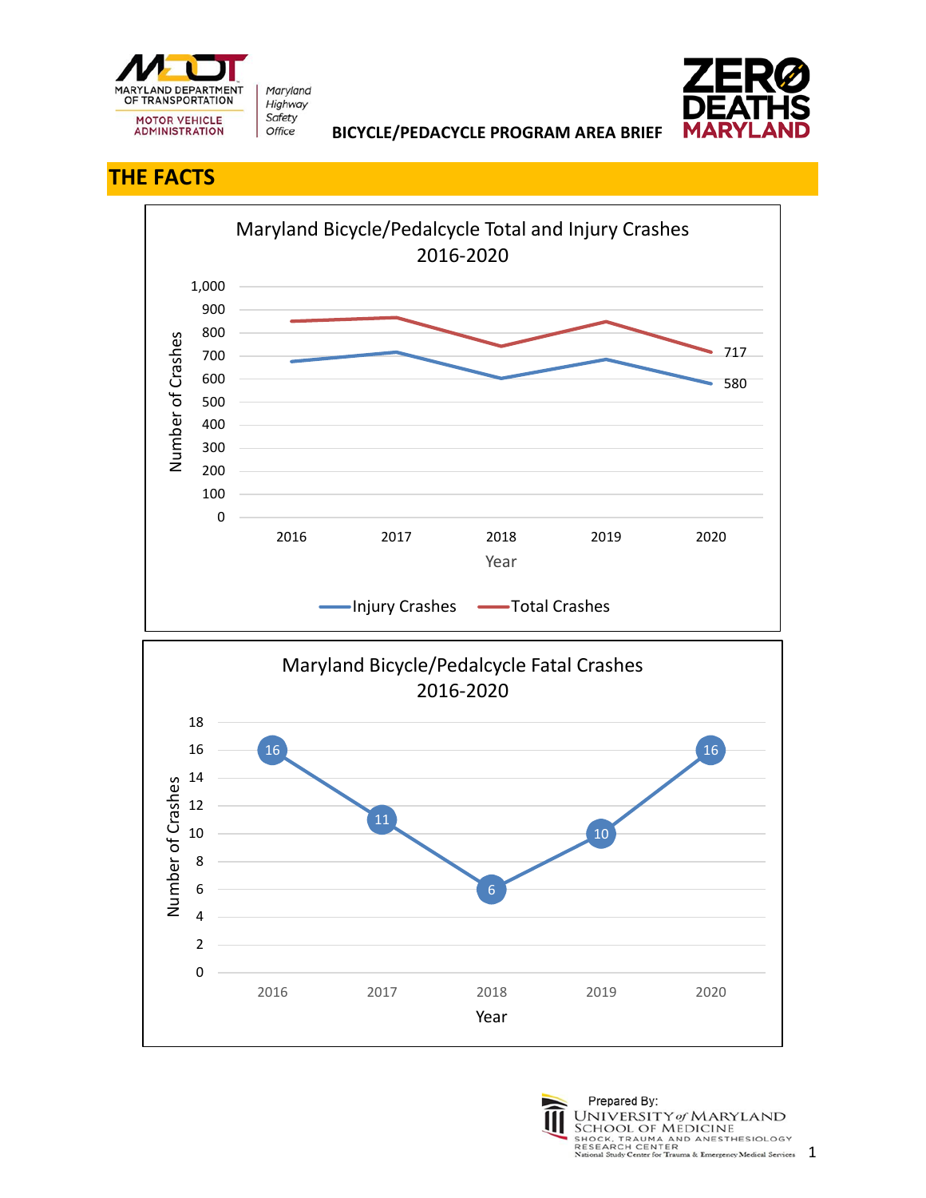BICYCLE/PEDACYCLE PROGRAM AREA BRIEF

## THE FACTS

**Maryland Bicycle/Pedalcycle Total and Injury Crashes 2016-2020**

Number of Crashes: 0, 100, 200, 300, 400, 500, 600, 700, 800, 900, 1,000

Year: 2016, 2017, 2018, 2019, 2020

717

580

Injury Crashes — Total Crashes

**Maryland Bicycle/Pedalcycle Fatal Crashes 2016-2020**

| Year | 2016 | 2017 | 2018 | 2019 | 2020 |
|---|---|---|---|---|---|
| Number of Crashes | 16 | 11 | 6 | 10 | 16 |

Prepared By: University of Maryland School of Medicine, Shock, Trauma and Anesthesiology Research Center, National Study Center for Trauma & Emergency Medical Services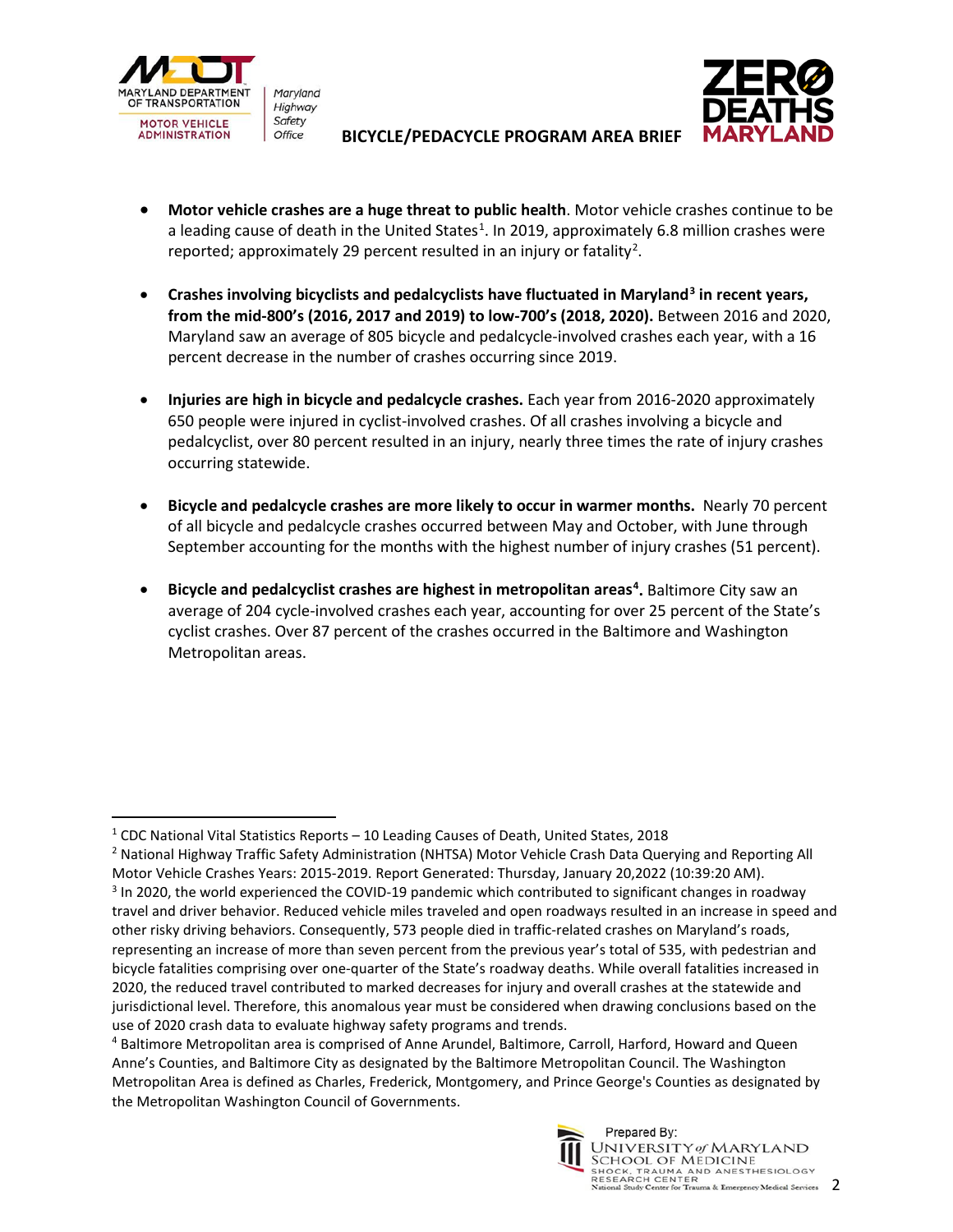- **Motor vehicle crashes are a huge threat to public health**. Motor vehicle crashes continue to be a leading cause of death in the United States[1]. In 2019, approximately 6.8 million crashes were reported; approximately 29 percent resulted in an injury or fatality[2].

- **Crashes involving bicyclists and pedalcyclists have fluctuated in Maryland[3] in recent years, from the mid-800's (2016, 2017 and 2019) to low-700's (2018, 2020).** Between 2016 and 2020, Maryland saw an average of 805 bicycle and pedalcycle-involved crashes each year, with a 16 percent decrease in the number of crashes occurring since 2019.

- **Injuries are high in bicycle and pedalcycle crashes.** Each year from 2016-2020 approximately 650 people were injured in cyclist-involved crashes. Of all crashes involving a bicycle and pedalcyclist, over 80 percent resulted in an injury, nearly three times the rate of injury crashes occurring statewide.

- **Bicycle and pedalcycle crashes are more likely to occur in warmer months.** Nearly 70 percent of all bicycle and pedalcycle crashes occurred between May and October, with June through September accounting for the months with the highest number of injury crashes (51 percent).

- **Bicycle and pedalcyclist crashes are highest in metropolitan areas[4].** Baltimore City saw an average of 204 cycle-involved crashes each year, accounting for over 25 percent of the State's cyclist crashes. Over 87 percent of the crashes occurred in the Baltimore and Washington Metropolitan areas.

---

[1] CDC National Vital Statistics Reports – 10 Leading Causes of Death, United States, 2018

[2] National Highway Traffic Safety Administration (NHTSA) Motor Vehicle Crash Data Querying and Reporting All Motor Vehicle Crashes Years: 2015-2019. Report Generated: Thursday, January 20,2022 (10:39:20 AM).

[3] In 2020, the world experienced the COVID-19 pandemic which contributed to significant changes in roadway travel and driver behavior. Reduced vehicle miles traveled and open roadways resulted in an increase in speed and other risky driving behaviors. Consequently, 573 people died in traffic-related crashes on Maryland's roads, representing an increase of more than seven percent from the previous year's total of 535, with pedestrian and bicycle fatalities comprising over one-quarter of the State's roadway deaths. While overall fatalities increased in 2020, the reduced travel contributed to marked decreases for injury and overall crashes at the statewide and jurisdictional level. Therefore, this anomalous year must be considered when drawing conclusions based on the use of 2020 crash data to evaluate highway safety programs and trends.

[4] Baltimore Metropolitan area is comprised of Anne Arundel, Baltimore, Carroll, Harford, Howard and Queen Anne's Counties, and Baltimore City as designated by the Baltimore Metropolitan Council. The Washington Metropolitan Area is defined as Charles, Frederick, Montgomery, and Prince George's Counties as designated by the Metropolitan Washington Council of Governments.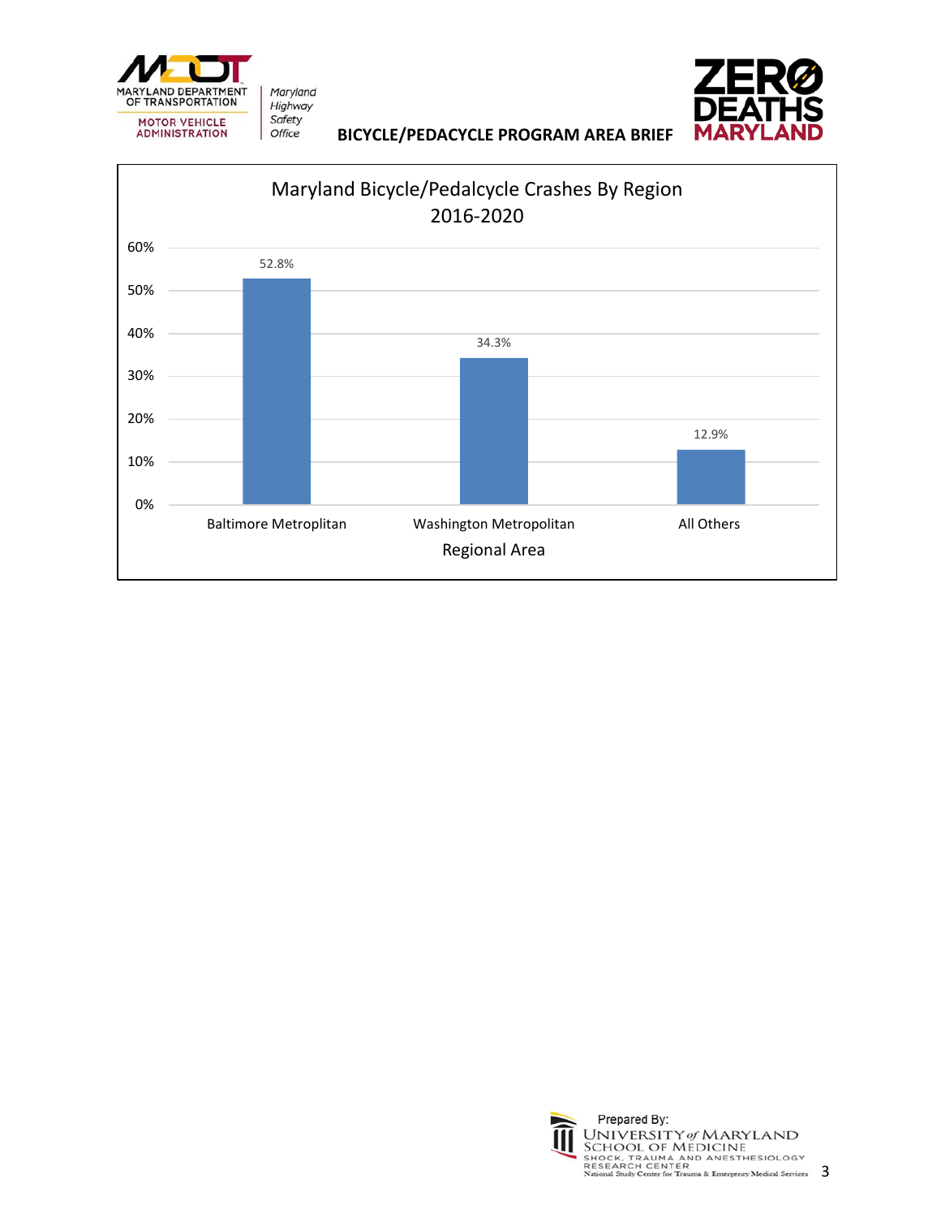**BICYCLE/PEDACYCLE PROGRAM AREA BRIEF**

Maryland Bicycle/Pedalcycle Crashes By Region
2016-2020

60%
50%
40%
30%
20%
10%
0%

52.8%
34.3%
12.9%

Baltimore Metroplitan
Washington Metropolitan
All Others

Regional Area